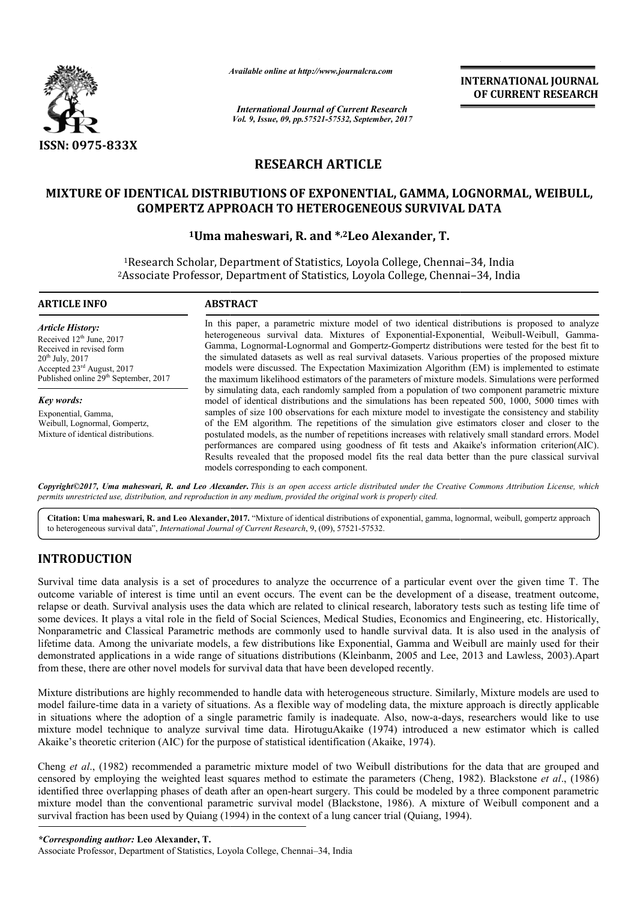*Available online at http://www.journalcra.com*

*International Journal of Current Research*
*Vol. 9, Issue, 09, pp.57521-57532, September, 2017*

**INTERNATIONAL JOURNAL OF CURRENT RESEARCH**

**ISSN: 0975-833X**

## RESEARCH ARTICLE

# MIXTURE OF IDENTICAL DISTRIBUTIONS OF EXPONENTIAL, GAMMA, LOGNORMAL, WEIBULL, GOMPERTZ APPROACH TO HETEROGENEOUS SURVIVAL DATA

**[1]Uma maheswari, R. and *,[2]Leo Alexander, T.**

[1]Research Scholar, Department of Statistics, Loyola College, Chennai–34, India
[2]Associate Professor, Department of Statistics, Loyola College, Chennai–34, India

### ARTICLE INFO

*Article History:*

Received 12[th] June, 2017
Received in revised form 20[th] July, 2017
Accepted 23[rd] August, 2017
Published online 29[th] September, 2017

*Key words:*

Exponential, Gamma, Weibull, Lognormal, Gompertz, Mixture of identical distributions.

### ABSTRACT

In this paper, a parametric mixture model of two identical distributions is proposed to analyze heterogeneous survival data. Mixtures of Exponential-Exponential, Weibull-Weibull, Gamma-Gamma, Lognormal-Lognormal and Gompertz-Gompertz distributions were tested for the best fit to the simulated datasets as well as real survival datasets. Various properties of the proposed mixture models were discussed. The Expectation Maximization Algorithm (EM) is implemented to estimate the maximum likelihood estimators of the parameters of mixture models. Simulations were performed by simulating data, each randomly sampled from a population of two component parametric mixture model of identical distributions and the simulations has been repeated 500, 1000, 5000 times with samples of size 100 observations for each mixture model to investigate the consistency and stability of the EM algorithm. The repetitions of the simulation give estimators closer and closer to the postulated models, as the number of repetitions increases with relatively small standard errors. Model performances are compared using goodness of fit tests and Akaike's information criterion(AIC). Results revealed that the proposed model fits the real data better than the pure classical survival models corresponding to each component.

***Copyright©2017, Uma maheswari, R. and Leo Alexander.*** *This is an open access article distributed under the Creative Commons Attribution License, which permits unrestricted use, distribution, and reproduction in any medium, provided the original work is properly cited.*

**Citation: Uma maheswari, R. and Leo Alexander, 2017.** "Mixture of identical distributions of exponential, gamma, lognormal, weibull, gompertz approach to heterogeneous survival data", *International Journal of Current Research*, 9, (09), 57521-57532.

## INTRODUCTION

Survival time data analysis is a set of procedures to analyze the occurrence of a particular event over the given time T. The outcome variable of interest is time until an event occurs. The event can be the development of a disease, treatment outcome, relapse or death. Survival analysis uses the data which are related to clinical research, laboratory tests such as testing life time of some devices. It plays a vital role in the field of Social Sciences, Medical Studies, Economics and Engineering, etc. Historically, Nonparametric and Classical Parametric methods are commonly used to handle survival data. It is also used in the analysis of lifetime data. Among the univariate models, a few distributions like Exponential, Gamma and Weibull are mainly used for their demonstrated applications in a wide range of situations distributions (Kleinbanm, 2005 and Lee, 2013 and Lawless, 2003).Apart from these, there are other novel models for survival data that have been developed recently.

Mixture distributions are highly recommended to handle data with heterogeneous structure. Similarly, Mixture models are used to model failure-time data in a variety of situations. As a flexible way of modeling data, the mixture approach is directly applicable in situations where the adoption of a single parametric family is inadequate. Also, now-a-days, researchers would like to use mixture model technique to analyze survival time data. HirotuguAkaike (1974) introduced a new estimator which is called Akaike's theoretic criterion (AIC) for the purpose of statistical identification (Akaike, 1974).

Cheng *et al*., (1982) recommended a parametric mixture model of two Weibull distributions for the data that are grouped and censored by employing the weighted least squares method to estimate the parameters (Cheng, 1982). Blackstone *et al*., (1986) identified three overlapping phases of death after an open-heart surgery. This could be modeled by a three component parametric mixture model than the conventional parametric survival model (Blackstone, 1986). A mixture of Weibull component and a survival fraction has been used by Quiang (1994) in the context of a lung cancer trial (Quiang, 1994).

***Corresponding author:* Leo Alexander, T.**
Associate Professor, Department of Statistics, Loyola College, Chennai–34, India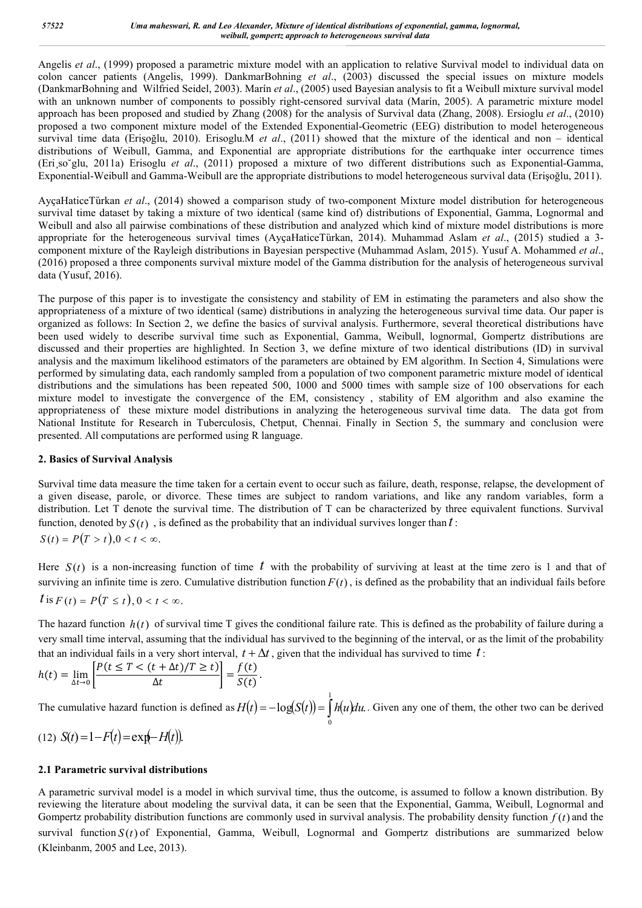Angelis *et al*., (1999) proposed a parametric mixture model with an application to relative Survival model to individual data on colon cancer patients (Angelis, 1999). DankmarBohning *et al*., (2003) discussed the special issues on mixture models (DankmarBohning and Wilfried Seidel, 2003). Marín *et al*., (2005) used Bayesian analysis to fit a Weibull mixture survival model with an unknown number of components to possibly right-censored survival data (Marín, 2005). A parametric mixture model approach has been proposed and studied by Zhang (2008) for the analysis of Survival data (Zhang, 2008). Ersioglu *et al*., (2010) proposed a two component mixture model of the Extended Exponential-Geometric (EEG) distribution to model heterogeneous survival time data (Erişoğlu, 2010). Erisoglu.M *et al*., (2011) showed that the mixture of the identical and non – identical distributions of Weibull, Gamma, and Exponential are appropriate distributions for the earthquake inter occurrence times (Eri¸so˘glu, 2011a) Erisoglu *et al*., (2011) proposed a mixture of two different distributions such as Exponential-Gamma, Exponential-Weibull and Gamma-Weibull are the appropriate distributions to model heterogeneous survival data (Erişoğlu, 2011).

AyçaHaticeTürkan *et al*., (2014) showed a comparison study of two-component Mixture model distribution for heterogeneous survival time dataset by taking a mixture of two identical (same kind of) distributions of Exponential, Gamma, Lognormal and Weibull and also all pairwise combinations of these distribution and analyzed which kind of mixture model distributions is more appropriate for the heterogeneous survival times (AyçaHaticeTürkan, 2014). Muhammad Aslam *et al*., (2015) studied a 3-component mixture of the Rayleigh distributions in Bayesian perspective (Muhammad Aslam, 2015). Yusuf A. Mohammed *et al*., (2016) proposed a three components survival mixture model of the Gamma distribution for the analysis of heterogeneous survival data (Yusuf, 2016).

The purpose of this paper is to investigate the consistency and stability of EM in estimating the parameters and also show the appropriateness of a mixture of two identical (same) distributions in analyzing the heterogeneous survival time data. Our paper is organized as follows: In Section 2, we define the basics of survival analysis. Furthermore, several theoretical distributions have been used widely to describe survival time such as Exponential, Gamma, Weibull, lognormal, Gompertz distributions are discussed and their properties are highlighted. In Section 3, we define mixture of two identical distributions (ID) in survival analysis and the maximum likelihood estimators of the parameters are obtained by EM algorithm. In Section 4, Simulations were performed by simulating data, each randomly sampled from a population of two component parametric mixture model of identical distributions and the simulations has been repeated 500, 1000 and 5000 times with sample size of 100 observations for each mixture model to investigate the convergence of the EM, consistency , stability of EM algorithm and also examine the appropriateness of these mixture model distributions in analyzing the heterogeneous survival time data. The data got from National Institute for Research in Tuberculosis, Chetput, Chennai. Finally in Section 5, the summary and conclusion were presented. All computations are performed using R language.

## 2. Basics of Survival Analysis

Survival time data measure the time taken for a certain event to occur such as failure, death, response, relapse, the development of a given disease, parole, or divorce. These times are subject to random variations, and like any random variables, form a distribution. Let T denote the survival time. The distribution of T can be characterized by three equivalent functions. Survival function, denoted by $S(t)$ , is defined as the probability that an individual survives longer than $t$ :

$$S(t) = P(T > t), 0 < t < \infty.$$

Here $S(t)$ is a non-increasing function of time $t$ with the probability of surviving at least at the time zero is 1 and that of surviving an infinite time is zero. Cumulative distribution function $F(t)$ , is defined as the probability that an individual fails before $t$ is $F(t) = P(T \le t), 0 < t < \infty.$

The hazard function $h(t)$ of survival time T gives the conditional failure rate. This is defined as the probability of failure during a very small time interval, assuming that the individual has survived to the beginning of the interval, or as the limit of the probability that an individual fails in a very short interval, $t + \Delta t$ , given that the individual has survived to time $t$ :

$$h(t) = \lim_{\Delta t \to 0} \left[ \frac{P(t \le T < (t + \Delta t)/T \ge t)}{\Delta t} \right] = \frac{f(t)}{S(t)}.$$

The cumulative hazard function is defined as $H(t) = -\log(S(t)) = \int_0^1 h(u)du.$. Given any one of them, the other two can be derived

$$(12)\ S(t) = 1 - F(t) = \exp(-H(t)).$$

### 2.1 Parametric survival distributions

A parametric survival model is a model in which survival time, thus the outcome, is assumed to follow a known distribution. By reviewing the literature about modeling the survival data, it can be seen that the Exponential, Gamma, Weibull, Lognormal and Gompertz probability distribution functions are commonly used in survival analysis. The probability density function $f(t)$ and the survival function $S(t)$ of Exponential, Gamma, Weibull, Lognormal and Gompertz distributions are summarized below (Kleinbanm, 2005 and Lee, 2013).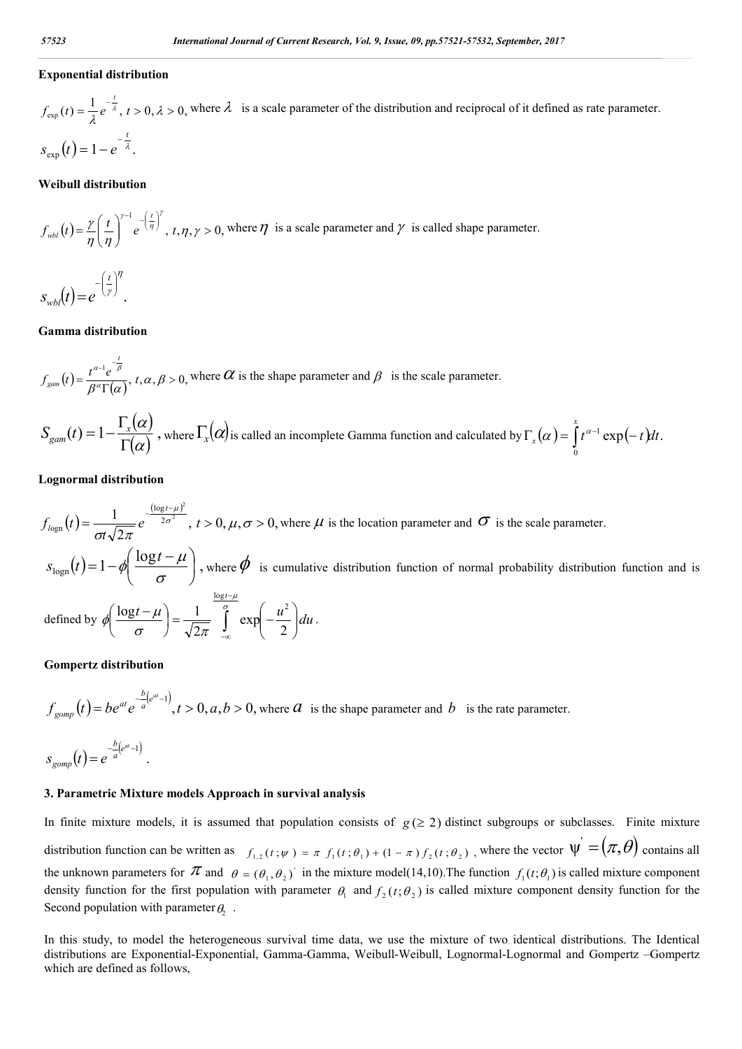**Exponential distribution**

$f_{\exp}(t) = \frac{1}{\lambda} e^{-\frac{t}{\lambda}}$, $t > 0, \lambda > 0,$ where $\lambda$ is a scale parameter of the distribution and reciprocal of it defined as rate parameter.

$s_{\exp}(t) = 1 - e^{-\frac{t}{\lambda}}.$

**Weibull distribution**

$f_{wbl}(t) = \frac{\gamma}{\eta}\left(\frac{t}{\eta}\right)^{\gamma-1} e^{-\left(\frac{t}{\eta}\right)^{\gamma}}$, $t, \eta, \gamma > 0,$ where $\eta$ is a scale parameter and $\gamma$ is called shape parameter.

$s_{wbl}(t) = e^{-\left(\frac{t}{\gamma}\right)^{\eta}}.$

**Gamma distribution**

$f_{gam}(t) = \frac{t^{\alpha-1} e^{-\frac{t}{\beta}}}{\beta^{\alpha}\Gamma(\alpha)}$, $t, \alpha, \beta > 0,$ where $\alpha$ is the shape parameter and $\beta$ is the scale parameter.

$S_{gam}(t) = 1 - \frac{\Gamma_x(\alpha)}{\Gamma(\alpha)}$, where $\Gamma_x(\alpha)$ is called an incomplete Gamma function and calculated by $\Gamma_x(\alpha) = \int_0^x t^{\alpha-1} \exp(-t) dt.$

**Lognormal distribution**

$f_{\log n}(t) = \frac{1}{\sigma t\sqrt{2\pi}} e^{-\frac{(\log t - \mu)^2}{2\sigma^2}}$, $t > 0, \mu, \sigma > 0,$ where $\mu$ is the location parameter and $\sigma$ is the scale parameter.

$s_{\log n}(t) = 1 - \phi\left(\frac{\log t - \mu}{\sigma}\right)$, where $\phi$ is cumulative distribution function of normal probability distribution function and is defined by $\phi\left(\frac{\log t - \mu}{\sigma}\right) = \frac{1}{\sqrt{2\pi}} \int_{-\infty}^{\frac{\log t - \mu}{\sigma}} \exp\left(-\frac{u^2}{2}\right) du.$

**Gompertz distribution**

$f_{gomp}(t) = be^{at} e^{-\frac{b}{a}\left(e^{at}-1\right)}, t > 0, a, b > 0,$ where $a$ is the shape parameter and $b$ is the rate parameter.

$s_{gomp}(t) = e^{-\frac{b}{a}\left(e^{at}-1\right)}.$

## 3. Parametric Mixture models Approach in survival analysis

In finite mixture models, it is assumed that population consists of $g(\geq 2)$ distinct subgroups or subclasses. Finite mixture distribution function can be written as $f_{1,2}(t;\psi) = \pi f_1(t;\theta_1) + (1-\pi) f_2(t;\theta_2)$, where the vector $\psi' = (\pi, \theta)$ contains all the unknown parameters for $\pi$ and $\theta = (\theta_1, \theta_2)'$ in the mixture model(14,10).The function $f_1(t;\theta_1)$ is called mixture component density function for the first population with parameter $\theta_1$ and $f_2(t;\theta_2)$ is called mixture component density function for the Second population with parameter $\theta_2$ .

In this study, to model the heterogeneous survival time data, we use the mixture of two identical distributions. The Identical distributions are Exponential-Exponential, Gamma-Gamma, Weibull-Weibull, Lognormal-Lognormal and Gompertz –Gompertz which are defined as follows,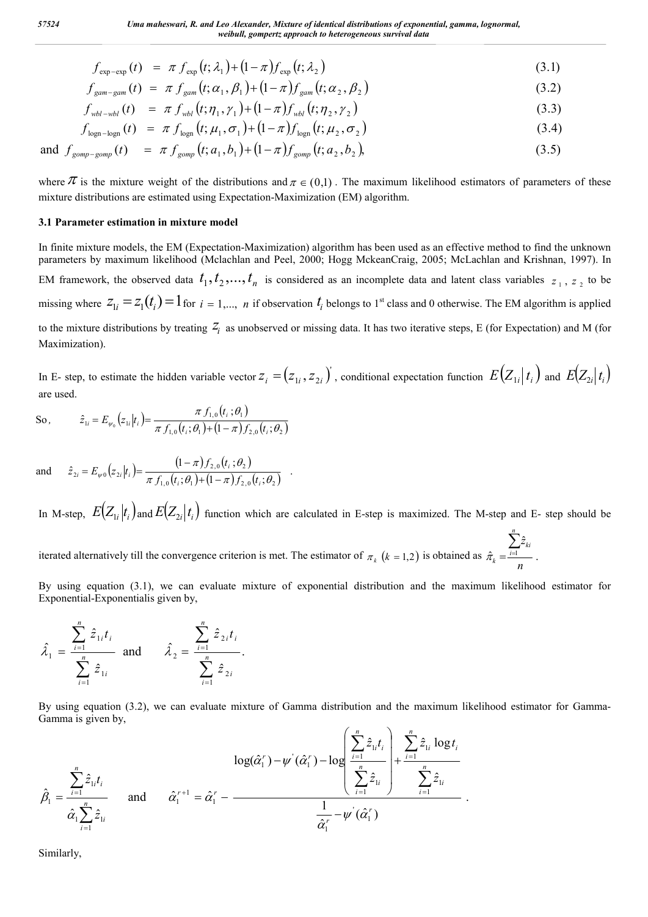$$f_{\exp-\exp}(t) = \pi f_{\exp}(t;\lambda_1) + (1-\pi) f_{\exp}(t;\lambda_2) \tag{3.1}$$

$$f_{gam-gam}(t) = \pi f_{gam}(t;\alpha_1,\beta_1) + (1-\pi) f_{gam}(t;\alpha_2,\beta_2) \tag{3.2}$$

$$f_{wbl-wbl}(t) = \pi f_{wbl}(t;\eta_1,\gamma_1) + (1-\pi) f_{wbl}(t;\eta_2,\gamma_2) \tag{3.3}$$

$$f_{\text{logn}-\text{logn}}(t) = \pi f_{\text{logn}}(t;\mu_1,\sigma_1) + (1-\pi) f_{\text{logn}}(t;\mu_2,\sigma_2) \tag{3.4}$$

$$\text{and } f_{gomp-gomp}(t) = \pi f_{gomp}(t;a_1,b_1) + (1-\pi) f_{gomp}(t;a_2,b_2), \tag{3.5}$$

where $\pi$ is the mixture weight of the distributions and $\pi \in (0,1)$. The maximum likelihood estimators of parameters of these mixture distributions are estimated using Expectation-Maximization (EM) algorithm.

### 3.1 Parameter estimation in mixture model

In finite mixture models, the EM (Expectation-Maximization) algorithm has been used as an effective method to find the unknown parameters by maximum likelihood (Mclachlan and Peel, 2000; Hogg MckeanCraig, 2005; McLachlan and Krishnan, 1997). In EM framework, the observed data $t_1, t_2, ..., t_n$ is considered as an incomplete data and latent class variables $z_1$, $z_2$ to be missing where $z_{1i} = z_1(t_i) = 1$ for $i = 1,..., n$ if observation $t_i$ belongs to 1st class and 0 otherwise. The EM algorithm is applied to the mixture distributions by treating $z_i$ as unobserved or missing data. It has two iterative steps, E (for Expectation) and M (for Maximization).

In E- step, to estimate the hidden variable vector $z_i = (z_{1i}, z_{2i})'$, conditional expectation function $E(Z_{1i}|t_i)$ and $E(Z_{2i}|t_i)$ are used.

So, $$\hat{z}_{1i} = E_{\psi_0}(z_{1i}|t_i) = \frac{\pi f_{1,0}(t_i;\theta_1)}{\pi f_{1,0}(t_i;\theta_1) + (1-\pi) f_{2,0}(t_i;\theta_2)}$$

and $$\hat{z}_{2i} = E_{\psi 0}(z_{2i}|t_i) = \frac{(1-\pi) f_{2,0}(t_i;\theta_2)}{\pi f_{1,0}(t_i;\theta_1) + (1-\pi) f_{2,0}(t_i;\theta_2)} .$$

In M-step, $E(Z_{1i}|t_i)$ and $E(Z_{2i}|t_i)$ function which are calculated in E-step is maximized. The M-step and E- step should be iterated alternatively till the convergence criterion is met. The estimator of $\pi_k$ $(k = 1,2)$ is obtained as $\hat{\pi}_k = \frac{\sum_{i=1}^{n} \hat{z}_{ki}}{n}$.

By using equation (3.1), we can evaluate mixture of exponential distribution and the maximum likelihood estimator for Exponential-Exponentialis given by,

$$\hat{\lambda}_1 = \frac{\sum_{i=1}^{n} \hat{z}_{1i} t_i}{\sum_{i=1}^{n} \hat{z}_{1i}} \quad \text{and} \quad \hat{\lambda}_2 = \frac{\sum_{i=1}^{n} \hat{z}_{2i} t_i}{\sum_{i=1}^{n} \hat{z}_{2i}}.$$

By using equation (3.2), we can evaluate mixture of Gamma distribution and the maximum likelihood estimator for Gamma-Gamma is given by,

$$\hat{\beta}_1 = \frac{\sum_{i=1}^{n} \hat{z}_{1i} t_i}{\hat{\alpha}_1 \sum_{i=1}^{n} \hat{z}_{1i}} \quad \text{and} \quad \hat{\alpha}_1^{r+1} = \hat{\alpha}_1^{r} - \frac{\log(\hat{\alpha}_1^{r}) - \psi'(\hat{\alpha}_1^{r}) - \log\left(\frac{\sum_{i=1}^{n} \hat{z}_{1i} t_i}{\sum_{i=1}^{n} \hat{z}_{1i}}\right) + \frac{\sum_{i=1}^{n} \hat{z}_{1i} \log t_i}{\sum_{i=1}^{n} \hat{z}_{1i}}}{\frac{1}{\hat{\alpha}_1^{r}} - \psi'(\hat{\alpha}_1^{r})}.$$

Similarly,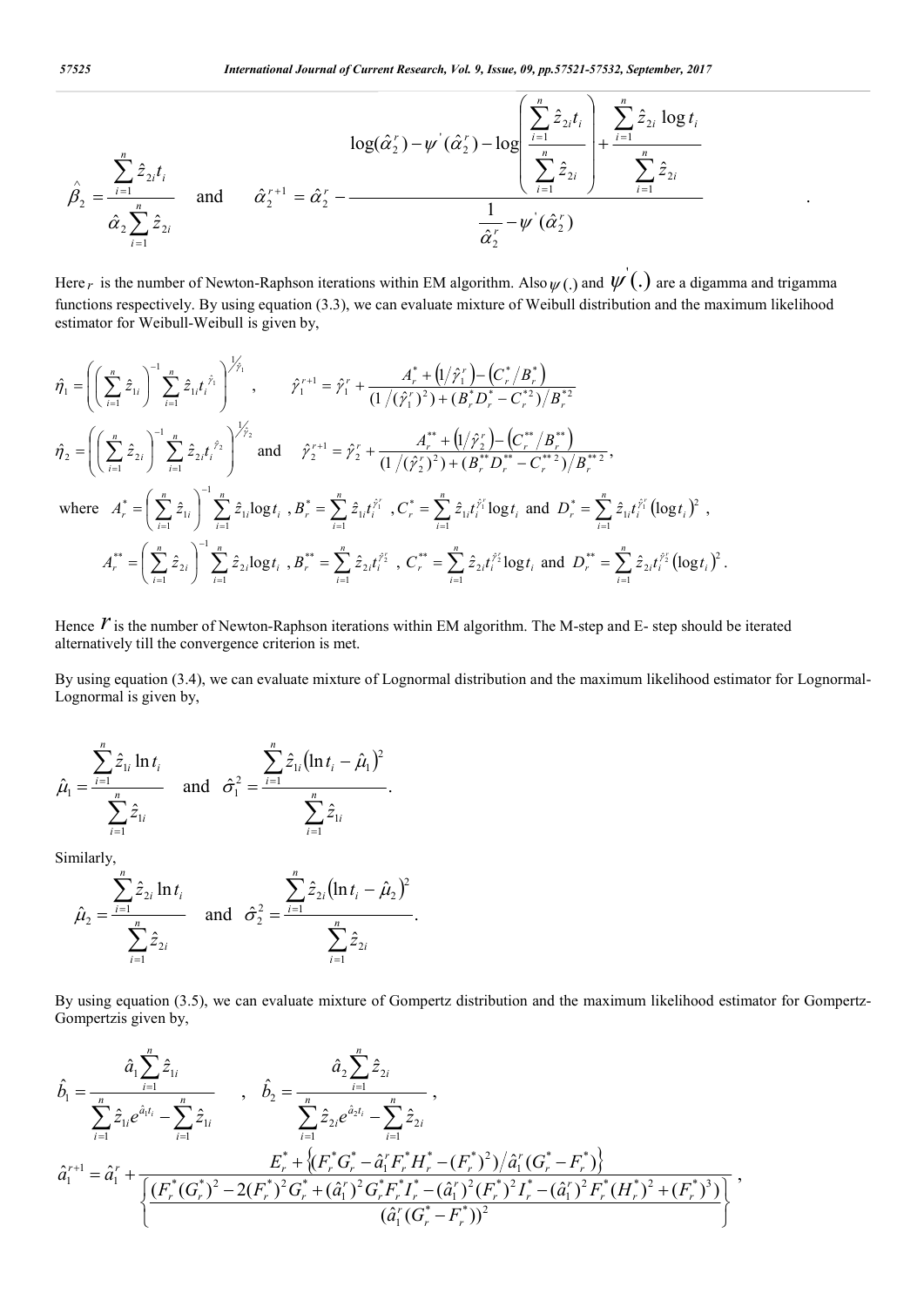$$\hat{\beta}_2 = \frac{\sum_{i=1}^{n} \hat{z}_{2i} t_i}{\hat{\alpha}_2 \sum_{i=1}^{n} \hat{z}_{2i}} \quad \text{and} \quad \hat{\alpha}_2^{r+1} = \hat{\alpha}_2^{r} - \frac{\log(\hat{\alpha}_2^{r}) - \psi^{'}(\hat{\alpha}_2^{r}) - \log\left(\frac{\sum_{i=1}^{n} \hat{z}_{2i} t_i}{\sum_{i=1}^{n} \hat{z}_{2i}}\right) + \frac{\sum_{i=1}^{n} \hat{z}_{2i} \log t_i}{\sum_{i=1}^{n} \hat{z}_{2i}}}{\frac{1}{\hat{\alpha}_2^{r}} - \psi^{'}(\hat{\alpha}_2^{r})}.$$

Here $r$ is the number of Newton-Raphson iterations within EM algorithm. Also $\psi(.)$ and $\psi^{'}(.)$ are a digamma and trigamma functions respectively. By using equation (3.3), we can evaluate mixture of Weibull distribution and the maximum likelihood estimator for Weibull-Weibull is given by,

$$\hat{\eta}_1 = \left(\left(\sum_{i=1}^{n} \hat{z}_{1i}\right)^{-1} \sum_{i=1}^{n} \hat{z}_{1i} t_i^{\hat{\gamma}_1}\right)^{1/\hat{\gamma}_1}, \qquad \hat{\gamma}_1^{r+1} = \hat{\gamma}_1^{r} + \frac{A_r^{*} + \left(1/\hat{\gamma}_1^{r}\right) - \left(C_r^{*}/B_r^{*}\right)}{(1/(\hat{\gamma}_1^{r})^2) + (B_r^{*} D_r^{*} - C_r^{*2})/B_r^{*2}}$$

$$\hat{\eta}_2 = \left(\left(\sum_{i=1}^{n} \hat{z}_{2i}\right)^{-1} \sum_{i=1}^{n} \hat{z}_{2i} t_i^{\hat{\gamma}_2}\right)^{1/\hat{\gamma}_2} \text{ and } \quad \hat{\gamma}_2^{r+1} = \hat{\gamma}_2^{r} + \frac{A_r^{**} + \left(1/\hat{\gamma}_2^{r}\right) - \left(C_r^{**}/B_r^{**}\right)}{(1/(\hat{\gamma}_2^{r})^2) + (B_r^{**} D_r^{**} - C_r^{**2})/B_r^{**2}},$$

where $A_r^{*} = \left(\sum_{i=1}^{n} \hat{z}_{1i}\right)^{-1} \sum_{i=1}^{n} \hat{z}_{1i} \log t_i$, $B_r^{*} = \sum_{i=1}^{n} \hat{z}_{1i} t_i^{\hat{\gamma}_1^r}$, $C_r^{*} = \sum_{i=1}^{n} \hat{z}_{1i} t_i^{\hat{\gamma}_1^r} \log t_i$ and $D_r^{*} = \sum_{i=1}^{n} \hat{z}_{1i} t_i^{\hat{\gamma}_1^r} (\log t_i)^2$,

$A_r^{**} = \left(\sum_{i=1}^{n} \hat{z}_{2i}\right)^{-1} \sum_{i=1}^{n} \hat{z}_{2i} \log t_i$, $B_r^{**} = \sum_{i=1}^{n} \hat{z}_{2i} t_i^{\hat{\gamma}_2^r}$, $C_r^{**} = \sum_{i=1}^{n} \hat{z}_{2i} t_i^{\hat{\gamma}_2^r} \log t_i$ and $D_r^{**} = \sum_{i=1}^{n} \hat{z}_{2i} t_i^{\hat{\gamma}_2^r} (\log t_i)^2$.

Hence $r$ is the number of Newton-Raphson iterations within EM algorithm. The M-step and E- step should be iterated alternatively till the convergence criterion is met.

By using equation (3.4), we can evaluate mixture of Lognormal distribution and the maximum likelihood estimator for Lognormal-Lognormal is given by,

$$\hat{\mu}_1 = \frac{\sum_{i=1}^{n} \hat{z}_{1i} \ln t_i}{\sum_{i=1}^{n} \hat{z}_{1i}} \quad \text{and} \quad \hat{\sigma}_1^2 = \frac{\sum_{i=1}^{n} \hat{z}_{1i} (\ln t_i - \hat{\mu}_1)^2}{\sum_{i=1}^{n} \hat{z}_{1i}}.$$

Similarly,

$$\hat{\mu}_2 = \frac{\sum_{i=1}^{n} \hat{z}_{2i} \ln t_i}{\sum_{i=1}^{n} \hat{z}_{2i}} \quad \text{and} \quad \hat{\sigma}_2^2 = \frac{\sum_{i=1}^{n} \hat{z}_{2i} (\ln t_i - \hat{\mu}_2)^2}{\sum_{i=1}^{n} \hat{z}_{2i}}.$$

By using equation (3.5), we can evaluate mixture of Gompertz distribution and the maximum likelihood estimator for Gompertz-Gompertzis given by,

$$\hat{b}_1 = \frac{\hat{a}_1 \sum_{i=1}^{n} \hat{z}_{1i}}{\sum_{i=1}^{n} \hat{z}_{1i} e^{\hat{a}_1 t_i} - \sum_{i=1}^{n} \hat{z}_{1i}}, \quad \hat{b}_2 = \frac{\hat{a}_2 \sum_{i=1}^{n} \hat{z}_{2i}}{\sum_{i=1}^{n} \hat{z}_{2i} e^{\hat{a}_2 t_i} - \sum_{i=1}^{n} \hat{z}_{2i}},$$

$$\hat{a}_1^{r+1} = \hat{a}_1^{r} + \frac{E_r^{*} + \left\{(F_r^{*} G_r^{*} - \hat{a}_1^{r} F_r^{*} H_r^{*} - (F_r^{*})^2)/\hat{a}_1^{r}(G_r^{*} - F_r^{*})\right\}}{\left\{\frac{(F_r^{*}(G_r^{*})^2 - 2(F_r^{*})^2 G_r^{*} + (\hat{a}_1^{r})^2 G_r^{*} F_r^{*} I_r^{*} - (\hat{a}_1^{r})^2 (F_r^{*})^2 I_r^{*} - (\hat{a}_1^{r})^2 F_r^{*} (H_r^{*})^2 + (F_r^{*})^3)}{(\hat{a}_1^{r}(G_r^{*} - F_r^{*}))^2}\right\}},$$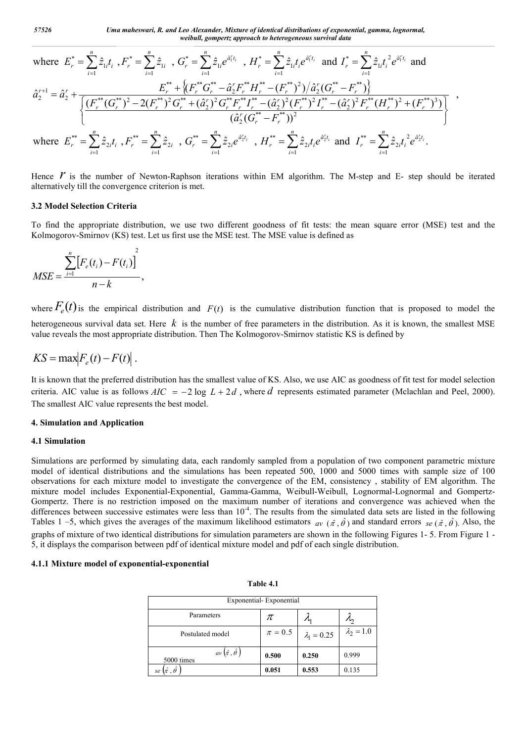where $E_r^* = \sum_{i=1}^{n} \hat{z}_{1i} t_i$, $F_r^* = \sum_{i=1}^{n} \hat{z}_{1i}$, $G_r^* = \sum_{i=1}^{n} \hat{z}_{1i} e^{\hat{a}_1^r t_i}$, $H_r^* = \sum_{i=1}^{n} \hat{z}_{1i} t_i e^{\hat{a}_1^r t_i}$ and $I_r^* = \sum_{i=1}^{n} \hat{z}_{1i} t_i^2 e^{\hat{a}_1^r t_i}$ and

$$\hat{a}_2^{r+1} = \hat{a}_2^r + \frac{E_r^{**} + \left\{ \left(F_r^{**} G_r^{**} - \hat{a}_2^r F_r^{**} H_r^{**} - (F_r^{**})^2\right) / \hat{a}_2^r (G_r^{**} - F_r^{**}) \right\}}{\left\{ \dfrac{(F_r^{**}(G_r^{**})^2 - 2(F_r^{**})^2 G_r^{**} + (\hat{a}_2^r)^2 G_r^{**} F_r^{**} I_r^{**} - (\hat{a}_2^r)^2 (F_r^{**})^2 I_r^{**} - (\hat{a}_2^r)^2 F_r^{**} (H_r^{**})^2 + (F_r^{**})^3)}{(\hat{a}_2^r (G_r^{**} - F_r^{**}))^2} \right\}},$$

where $E_r^{**} = \sum_{i=1}^{n} \hat{z}_{2i} t_i$, $F_r^{**} = \sum_{i=1}^{n} \hat{z}_{2i}$, $G_r^{**} = \sum_{i=1}^{n} \hat{z}_{2i} e^{\hat{a}_2^r t_i}$, $H_r^{**} = \sum_{i=1}^{n} \hat{z}_{2i} t_i e^{\hat{a}_2^r t_i}$ and $I_r^{**} = \sum_{i=1}^{n} \hat{z}_{2i} t_i^2 e^{\hat{a}_2^r t_i}$.

Hence $r$ is the number of Newton-Raphson iterations within EM algorithm. The M-step and E- step should be iterated alternatively till the convergence criterion is met.

### 3.2 Model Selection Criteria

To find the appropriate distribution, we use two different goodness of fit tests: the mean square error (MSE) test and the Kolmogorov-Smirnov (KS) test. Let us first use the MSE test. The MSE value is defined as

$$MSE = \frac{\sum_{i=1}^{n} \left[ F_e(t_i) - F(t_i) \right]^2}{n-k},$$

where $F_e(t)$ is the empirical distribution and $F(t)$ is the cumulative distribution function that is proposed to model the heterogeneous survival data set. Here $k$ is the number of free parameters in the distribution. As it is known, the smallest MSE value reveals the most appropriate distribution. Then The Kolmogorov-Smirnov statistic KS is defined by

$$KS = \max \left| F_e(t) - F(t) \right|.$$

It is known that the preferred distribution has the smallest value of KS. Also, we use AIC as goodness of fit test for model selection criteria. AIC value is as follows $AIC = -2 \log L + 2d$, where $d$ represents estimated parameter (Mclachlan and Peel, 2000). The smallest AIC value represents the best model.

## 4. Simulation and Application

### 4.1 Simulation

Simulations are performed by simulating data, each randomly sampled from a population of two component parametric mixture model of identical distributions and the simulations has been repeated 500, 1000 and 5000 times with sample size of 100 observations for each mixture model to investigate the convergence of the EM, consistency , stability of EM algorithm. The mixture model includes Exponential-Exponential, Gamma-Gamma, Weibull-Weibull, Lognormal-Lognormal and Gompertz-Gompertz. There is no restriction imposed on the maximum number of iterations and convergence was achieved when the differences between successive estimates were less than $10^{-4}$. The results from the simulated data sets are listed in the following Tables 1 –5, which gives the averages of the maximum likelihood estimators $av(\hat{\pi}, \hat{\theta})$ and standard errors $se(\hat{\pi}, \hat{\theta})$. Also, the graphs of mixture of two identical distributions for simulation parameters are shown in the following Figures 1- 5. From Figure 1 - 5, it displays the comparison between pdf of identical mixture model and pdf of each single distribution.

#### 4.1.1 Mixture model of exponential-exponential

**Table 4.1**

| Exponential- Exponential | | | | |
|---|---|---|---|---|
| Parameters | | $\pi$ | $\lambda_1$ | $\lambda_2$ |
| Postulated model | | $\pi = 0.5$ | $\lambda_1 = 0.25$ | $\lambda_2 = 1.0$ |
| 5000 times | $av(\hat{\pi}, \hat{\theta})$ | **0.500** | **0.250** | 0.999 |
| $se(\hat{\pi}, \hat{\theta})$ | | **0.051** | **0.553** | 0.135 |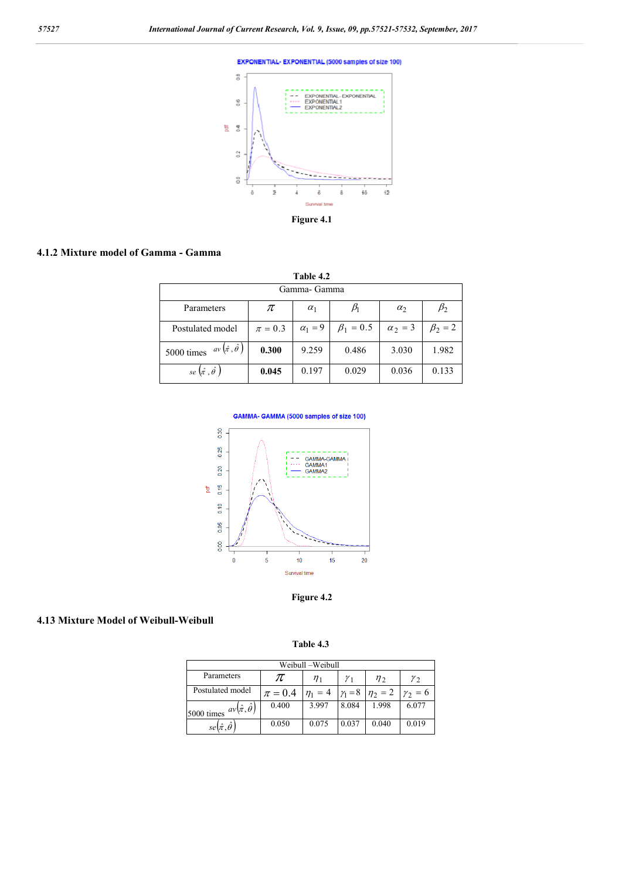Figure 4.1

### 4.1.2 Mixture model of Gamma - Gamma

**Table 4.2**

| Gamma- Gamma | | | | | |
|---|---|---|---|---|---|
| Parameters | $\pi$ | $\alpha_1$ | $\beta_1$ | $\alpha_2$ | $\beta_2$ |
| Postulated model | $\pi = 0.3$ | $\alpha_1 = 9$ | $\beta_1 = 0.5$ | $\alpha_2 = 3$ | $\beta_2 = 2$ |
| 5000 times $av\left(\hat{\pi}, \hat{\theta}\right)$ | **0.300** | 9.259 | 0.486 | 3.030 | 1.982 |
| $se\left(\hat{\pi}, \hat{\theta}\right)$ | **0.045** | 0.197 | 0.029 | 0.036 | 0.133 |

Figure 4.2

### 4.13 Mixture Model of Weibull-Weibull

**Table 4.3**

| Weibull –Weibull | | | | | |
|---|---|---|---|---|---|
| Parameters | $\pi$ | $\eta_1$ | $\gamma_1$ | $\eta_2$ | $\gamma_2$ |
| Postulated model | $\pi = 0.4$ | $\eta_1 = 4$ | $\gamma_1 = 8$ | $\eta_2 = 2$ | $\gamma_2 = 6$ |
| 5000 times $av\left(\hat{\pi}, \hat{\theta}\right)$ | 0.400 | 3.997 | 8.084 | 1.998 | 6.077 |
| $se\left(\hat{\pi}, \hat{\theta}\right)$ | 0.050 | 0.075 | 0.037 | 0.040 | 0.019 |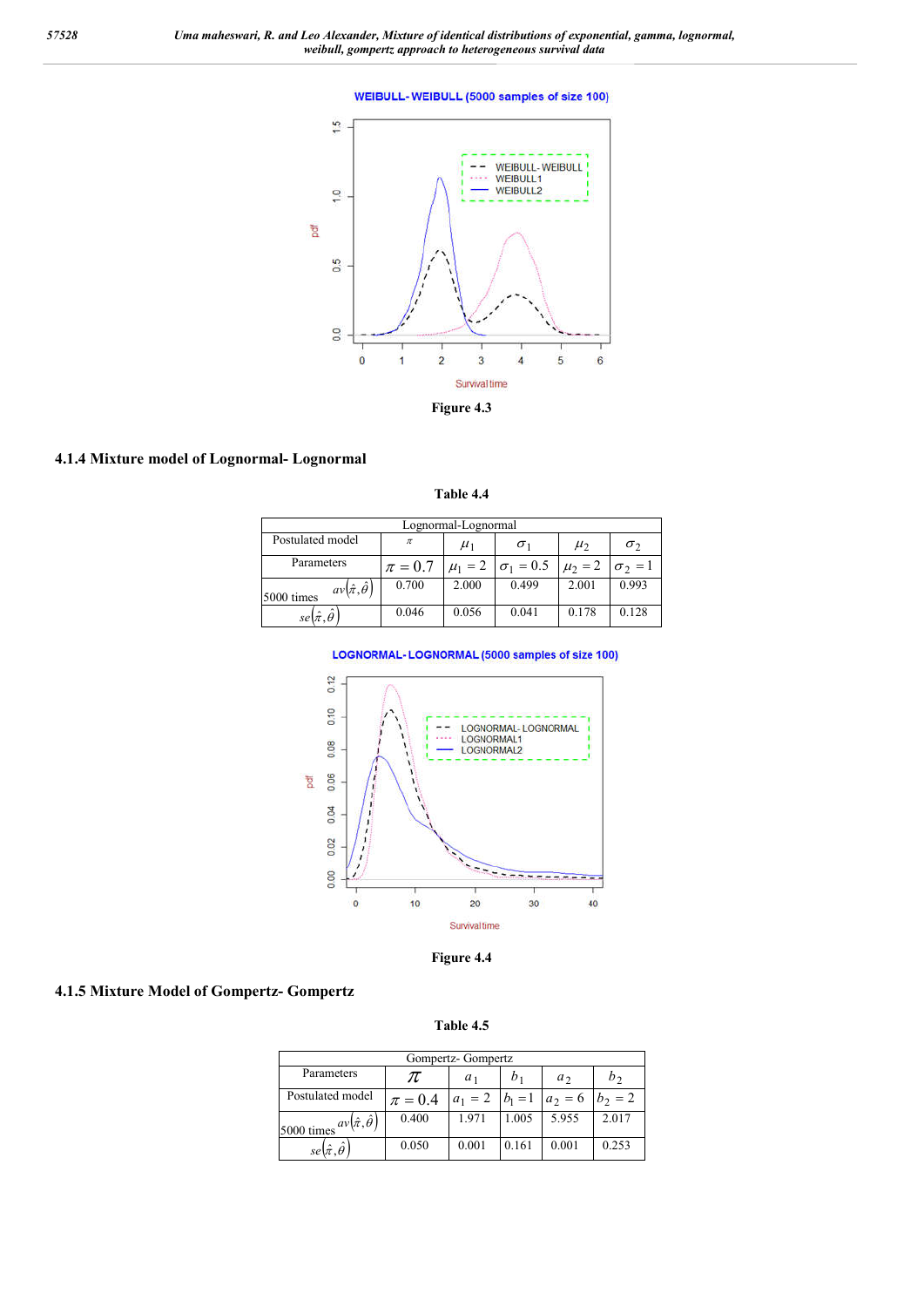Figure 4.3

### 4.1.4 Mixture model of Lognormal- Lognormal

Table 4.4

| Lognormal-Lognormal | | | | | |
|---|---|---|---|---|---|
| Postulated model | $\pi$ | $\mu_1$ | $\sigma_1$ | $\mu_2$ | $\sigma_2$ |
| Parameters | $\pi = 0.7$ | $\mu_1 = 2$ | $\sigma_1 = 0.5$ | $\mu_2 = 2$ | $\sigma_2 = 1$ |
| 5000 times $av(\hat{\pi},\hat{\theta})$ | 0.700 | 2.000 | 0.499 | 2.001 | 0.993 |
| $se(\hat{\pi},\hat{\theta})$ | 0.046 | 0.056 | 0.041 | 0.178 | 0.128 |

Figure 4.4

### 4.1.5 Mixture Model of Gompertz- Gompertz

Table 4.5

| Gompertz- Gompertz | | | | | |
|---|---|---|---|---|---|
| Parameters | $\pi$ | $a_1$ | $b_1$ | $a_2$ | $b_2$ |
| Postulated model | $\pi = 0.4$ | $a_1 = 2$ | $b_1 = 1$ | $a_2 = 6$ | $b_2 = 2$ |
| 5000 times $av(\hat{\pi},\hat{\theta})$ | 0.400 | 1.971 | 1.005 | 5.955 | 2.017 |
| $se(\hat{\pi},\hat{\theta})$ | 0.050 | 0.001 | 0.161 | 0.001 | 0.253 |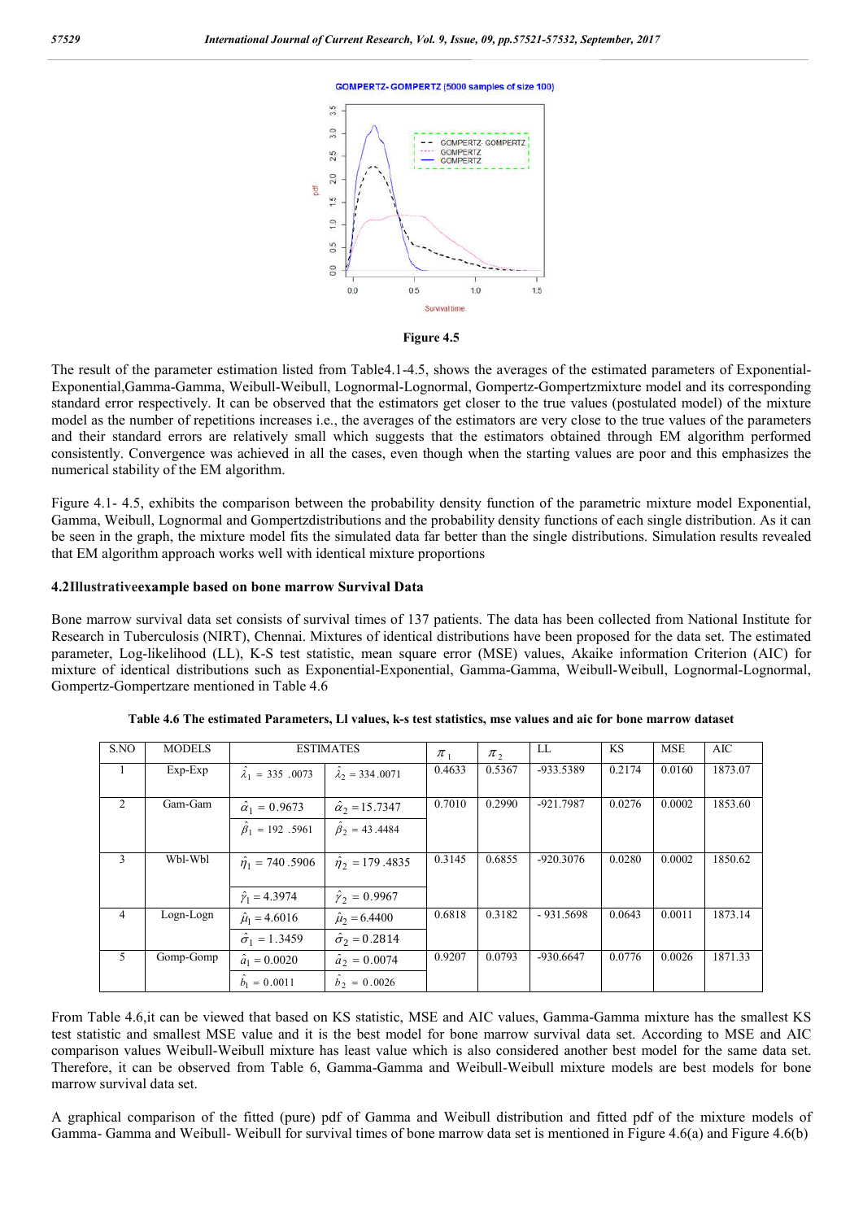Figure 4.5

The result of the parameter estimation listed from Table4.1-4.5, shows the averages of the estimated parameters of Exponential-Exponential,Gamma-Gamma, Weibull-Weibull, Lognormal-Lognormal, Gompertz-Gompertzmixture model and its corresponding standard error respectively. It can be observed that the estimators get closer to the true values (postulated model) of the mixture model as the number of repetitions increases i.e., the averages of the estimators are very close to the true values of the parameters and their standard errors are relatively small which suggests that the estimators obtained through EM algorithm performed consistently. Convergence was achieved in all the cases, even though when the starting values are poor and this emphasizes the numerical stability of the EM algorithm.

Figure 4.1- 4.5, exhibits the comparison between the probability density function of the parametric mixture model Exponential, Gamma, Weibull, Lognormal and Gompertzdistributions and the probability density functions of each single distribution. As it can be seen in the graph, the mixture model fits the simulated data far better than the single distributions. Simulation results revealed that EM algorithm approach works well with identical mixture proportions

#### 4.2Illustrativeexample based on bone marrow Survival Data

Bone marrow survival data set consists of survival times of 137 patients. The data has been collected from National Institute for Research in Tuberculosis (NIRT), Chennai. Mixtures of identical distributions have been proposed for the data set. The estimated parameter, Log-likelihood (LL), K-S test statistic, mean square error (MSE) values, Akaike information Criterion (AIC) for mixture of identical distributions such as Exponential-Exponential, Gamma-Gamma, Weibull-Weibull, Lognormal-Lognormal, Gompertz-Gompertzare mentioned in Table 4.6

**Table 4.6 The estimated Parameters, Ll values, k-s test statistics, mse values and aic for bone marrow dataset**

| S.NO | MODELS | ESTIMATES | | $\pi_1$ | $\pi_2$ | LL | KS | MSE | AIC |
|---|---|---|---|---|---|---|---|---|---|
| 1 | Exp-Exp | $\hat{\lambda}_1 = 335.0073$ | $\hat{\lambda}_2 = 334.0071$ | 0.4633 | 0.5367 | -933.5389 | 0.2174 | 0.0160 | 1873.07 |
| 2 | Gam-Gam | $\hat{\alpha}_1 = 0.9673$ | $\hat{\alpha}_2 = 15.7347$ | 0.7010 | 0.2990 | -921.7987 | 0.0276 | 0.0002 | 1853.60 |
| | | $\hat{\beta}_1 = 192.5961$ | $\hat{\beta}_2 = 43.4484$ | | | | | | |
| 3 | Wbl-Wbl | $\hat{\eta}_1 = 740.5906$ | $\hat{\eta}_2 = 179.4835$ | 0.3145 | 0.6855 | -920.3076 | 0.0280 | 0.0002 | 1850.62 |
| | | $\hat{\gamma}_1 = 4.3974$ | $\hat{\gamma}_2 = 0.9967$ | | | | | | |
| 4 | Logn-Logn | $\hat{\mu}_1 = 4.6016$ | $\hat{\mu}_2 = 6.4400$ | 0.6818 | 0.3182 | - 931.5698 | 0.0643 | 0.0011 | 1873.14 |
| | | $\hat{\sigma}_1 = 1.3459$ | $\hat{\sigma}_2 = 0.2814$ | | | | | | |
| 5 | Gomp-Gomp | $\hat{a}_1 = 0.0020$ | $\hat{a}_2 = 0.0074$ | 0.9207 | 0.0793 | -930.6647 | 0.0776 | 0.0026 | 1871.33 |
| | | $\hat{b}_1 = 0.0011$ | $\hat{b}_2 = 0.0026$ | | | | | | |

From Table 4.6,it can be viewed that based on KS statistic, MSE and AIC values, Gamma-Gamma mixture has the smallest KS test statistic and smallest MSE value and it is the best model for bone marrow survival data set. According to MSE and AIC comparison values Weibull-Weibull mixture has least value which is also considered another best model for the same data set. Therefore, it can be observed from Table 6, Gamma-Gamma and Weibull-Weibull mixture models are best models for bone marrow survival data set.

A graphical comparison of the fitted (pure) pdf of Gamma and Weibull distribution and fitted pdf of the mixture models of Gamma- Gamma and Weibull- Weibull for survival times of bone marrow data set is mentioned in Figure 4.6(a) and Figure 4.6(b)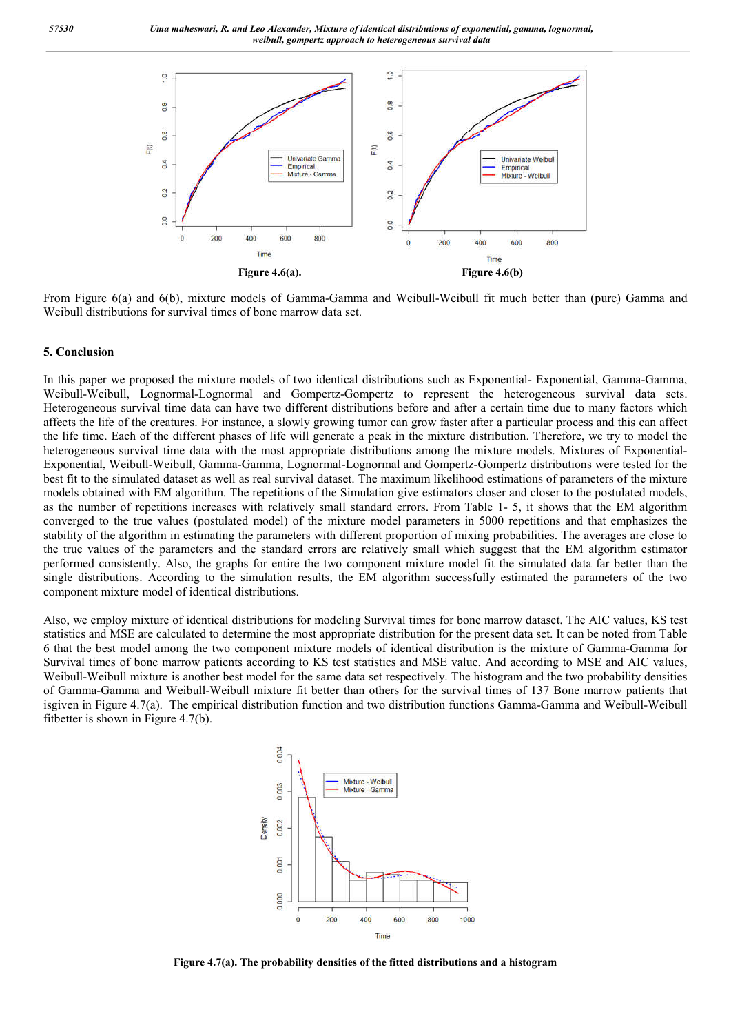**Figure 4.6(a).**

**Figure 4.6(b)**

From Figure 6(a) and 6(b), mixture models of Gamma-Gamma and Weibull-Weibull fit much better than (pure) Gamma and Weibull distributions for survival times of bone marrow data set.

## 5. Conclusion

In this paper we proposed the mixture models of two identical distributions such as Exponential- Exponential, Gamma-Gamma, Weibull-Weibull, Lognormal-Lognormal and Gompertz-Gompertz to represent the heterogeneous survival data sets. Heterogeneous survival time data can have two different distributions before and after a certain time due to many factors which affects the life of the creatures. For instance, a slowly growing tumor can grow faster after a particular process and this can affect the life time. Each of the different phases of life will generate a peak in the mixture distribution. Therefore, we try to model the heterogeneous survival time data with the most appropriate distributions among the mixture models. Mixtures of Exponential-Exponential, Weibull-Weibull, Gamma-Gamma, Lognormal-Lognormal and Gompertz-Gompertz distributions were tested for the best fit to the simulated dataset as well as real survival dataset. The maximum likelihood estimations of parameters of the mixture models obtained with EM algorithm. The repetitions of the Simulation give estimators closer and closer to the postulated models, as the number of repetitions increases with relatively small standard errors. From Table 1- 5, it shows that the EM algorithm converged to the true values (postulated model) of the mixture model parameters in 5000 repetitions and that emphasizes the stability of the algorithm in estimating the parameters with different proportion of mixing probabilities. The averages are close to the true values of the parameters and the standard errors are relatively small which suggest that the EM algorithm estimator performed consistently. Also, the graphs for entire the two component mixture model fit the simulated data far better than the single distributions. According to the simulation results, the EM algorithm successfully estimated the parameters of the two component mixture model of identical distributions.

Also, we employ mixture of identical distributions for modeling Survival times for bone marrow dataset. The AIC values, KS test statistics and MSE are calculated to determine the most appropriate distribution for the present data set. It can be noted from Table 6 that the best model among the two component mixture models of identical distribution is the mixture of Gamma-Gamma for Survival times of bone marrow patients according to KS test statistics and MSE value. And according to MSE and AIC values, Weibull-Weibull mixture is another best model for the same data set respectively. The histogram and the two probability densities of Gamma-Gamma and Weibull-Weibull mixture fit better than others for the survival times of 137 Bone marrow patients that isgiven in Figure 4.7(a). The empirical distribution function and two distribution functions Gamma-Gamma and Weibull-Weibull fitbetter is shown in Figure 4.7(b).

**Figure 4.7(a). The probability densities of the fitted distributions and a histogram**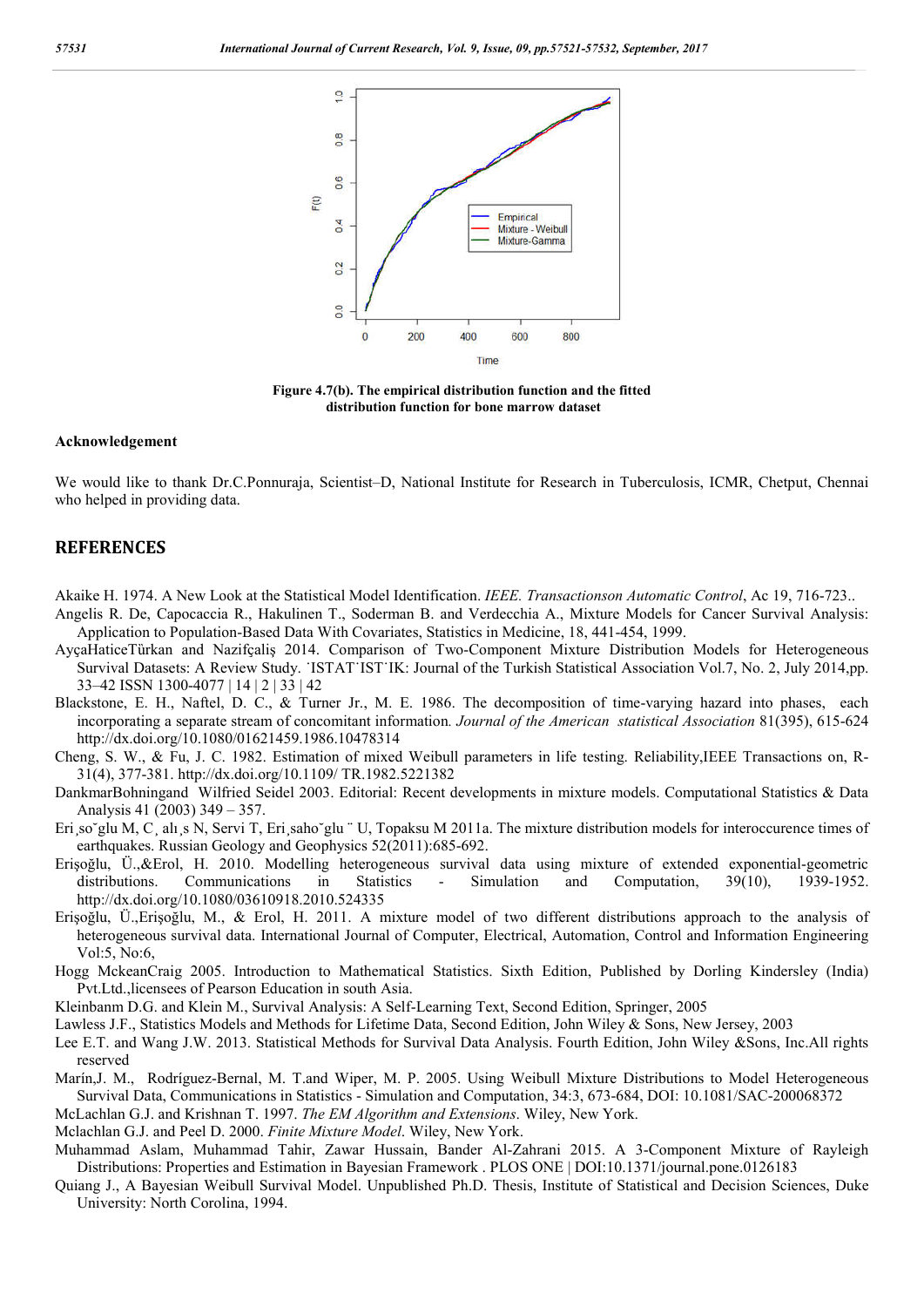Figure 4.7(b). The empirical distribution function and the fitted distribution function for bone marrow dataset

**Acknowledgement**

We would like to thank Dr.C.Ponnuraja, Scientist–D, National Institute for Research in Tuberculosis, ICMR, Chetput, Chennai who helped in providing data.

## REFERENCES

Akaike H. 1974. A New Look at the Statistical Model Identification. *IEEE. Transactionson Automatic Control*, Ac 19, 716-723..

Angelis R. De, Capocaccia R., Hakulinen T., Soderman B. and Verdecchia A., Mixture Models for Cancer Survival Analysis: Application to Population-Based Data With Covariates, Statistics in Medicine, 18, 441-454, 1999.

AyçaHaticeTürkan and Nazifçaliş 2014. Comparison of Two-Component Mixture Distribution Models for Heterogeneous Survival Datasets: A Review Study. ˙ISTAT˙IST˙IK: Journal of the Turkish Statistical Association Vol.7, No. 2, July 2014,pp. 33–42 ISSN 1300-4077 | 14 | 2 | 33 | 42

Blackstone, E. H., Naftel, D. C., & Turner Jr., M. E. 1986. The decomposition of time-varying hazard into phases, each incorporating a separate stream of concomitant information. *Journal of the American statistical Association* 81(395), 615-624 http://dx.doi.org/10.1080/01621459.1986.10478314

Cheng, S. W., & Fu, J. C. 1982. Estimation of mixed Weibull parameters in life testing. Reliability,IEEE Transactions on, R-31(4), 377-381. http://dx.doi.org/10.1109/ TR.1982.5221382

DankmarBohningand Wilfried Seidel 2003. Editorial: Recent developments in mixture models. Computational Statistics & Data Analysis 41 (2003) 349 – 357.

Eri¸so˘glu M, C¸ alı¸s N, Servi T, Eri¸saho˘glu ¨ U, Topaksu M 2011a. The mixture distribution models for interoccurence times of earthquakes. Russian Geology and Geophysics 52(2011):685-692.

Erişoğlu, Ü.,&Erol, H. 2010. Modelling heterogeneous survival data using mixture of extended exponential-geometric distributions. Communications in Statistics - Simulation and Computation, 39(10), 1939-1952. http://dx.doi.org/10.1080/03610918.2010.524335

Erişoğlu, Ü.,Erişoğlu, M., & Erol, H. 2011. A mixture model of two different distributions approach to the analysis of heterogeneous survival data. International Journal of Computer, Electrical, Automation, Control and Information Engineering Vol:5, No:6,

Hogg MckeanCraig 2005. Introduction to Mathematical Statistics. Sixth Edition, Published by Dorling Kindersley (India) Pvt.Ltd.,licensees of Pearson Education in south Asia.

Kleinbanm D.G. and Klein M., Survival Analysis: A Self-Learning Text, Second Edition, Springer, 2005

Lawless J.F., Statistics Models and Methods for Lifetime Data, Second Edition, John Wiley & Sons, New Jersey, 2003

Lee E.T. and Wang J.W. 2013. Statistical Methods for Survival Data Analysis. Fourth Edition, John Wiley &Sons, Inc.All rights reserved

Marín,J. M., Rodríguez-Bernal, M. T.and Wiper, M. P. 2005. Using Weibull Mixture Distributions to Model Heterogeneous Survival Data, Communications in Statistics - Simulation and Computation, 34:3, 673-684, DOI: 10.1081/SAC-200068372

McLachlan G.J. and Krishnan T. 1997. *The EM Algorithm and Extensions*. Wiley, New York.

Mclachlan G.J. and Peel D. 2000. *Finite Mixture Model*. Wiley, New York.

Muhammad Aslam, Muhammad Tahir, Zawar Hussain, Bander Al-Zahrani 2015. A 3-Component Mixture of Rayleigh Distributions: Properties and Estimation in Bayesian Framework . PLOS ONE | DOI:10.1371/journal.pone.0126183

Quiang J., A Bayesian Weibull Survival Model. Unpublished Ph.D. Thesis, Institute of Statistical and Decision Sciences, Duke University: North Corolina, 1994.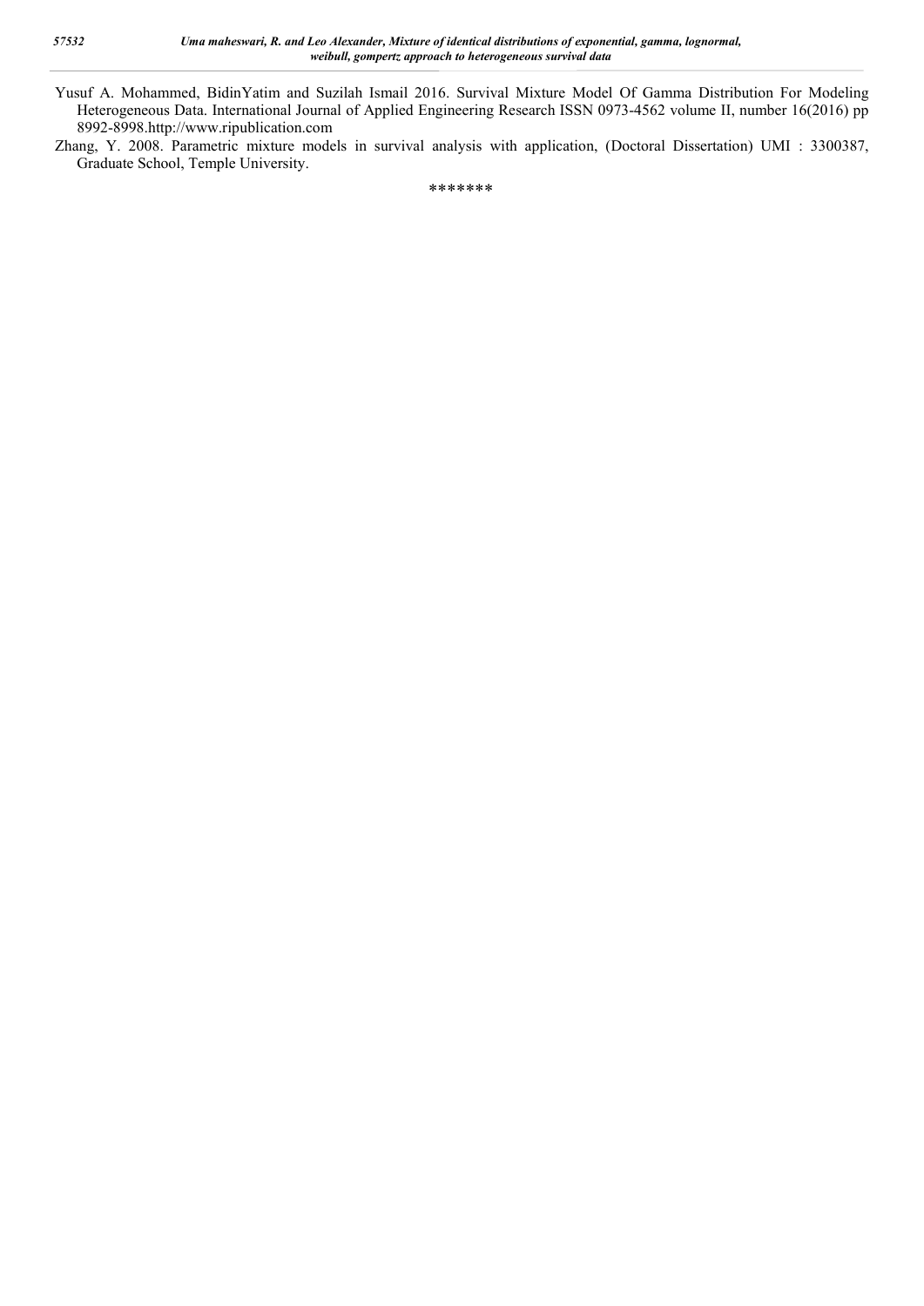Yusuf A. Mohammed, BidinYatim and Suzilah Ismail 2016. Survival Mixture Model Of Gamma Distribution For Modeling Heterogeneous Data. International Journal of Applied Engineering Research ISSN 0973-4562 volume II, number 16(2016) pp 8992-8998.http://www.ripublication.com

Zhang, Y. 2008. Parametric mixture models in survival analysis with application, (Doctoral Dissertation) UMI : 3300387, Graduate School, Temple University.

*******